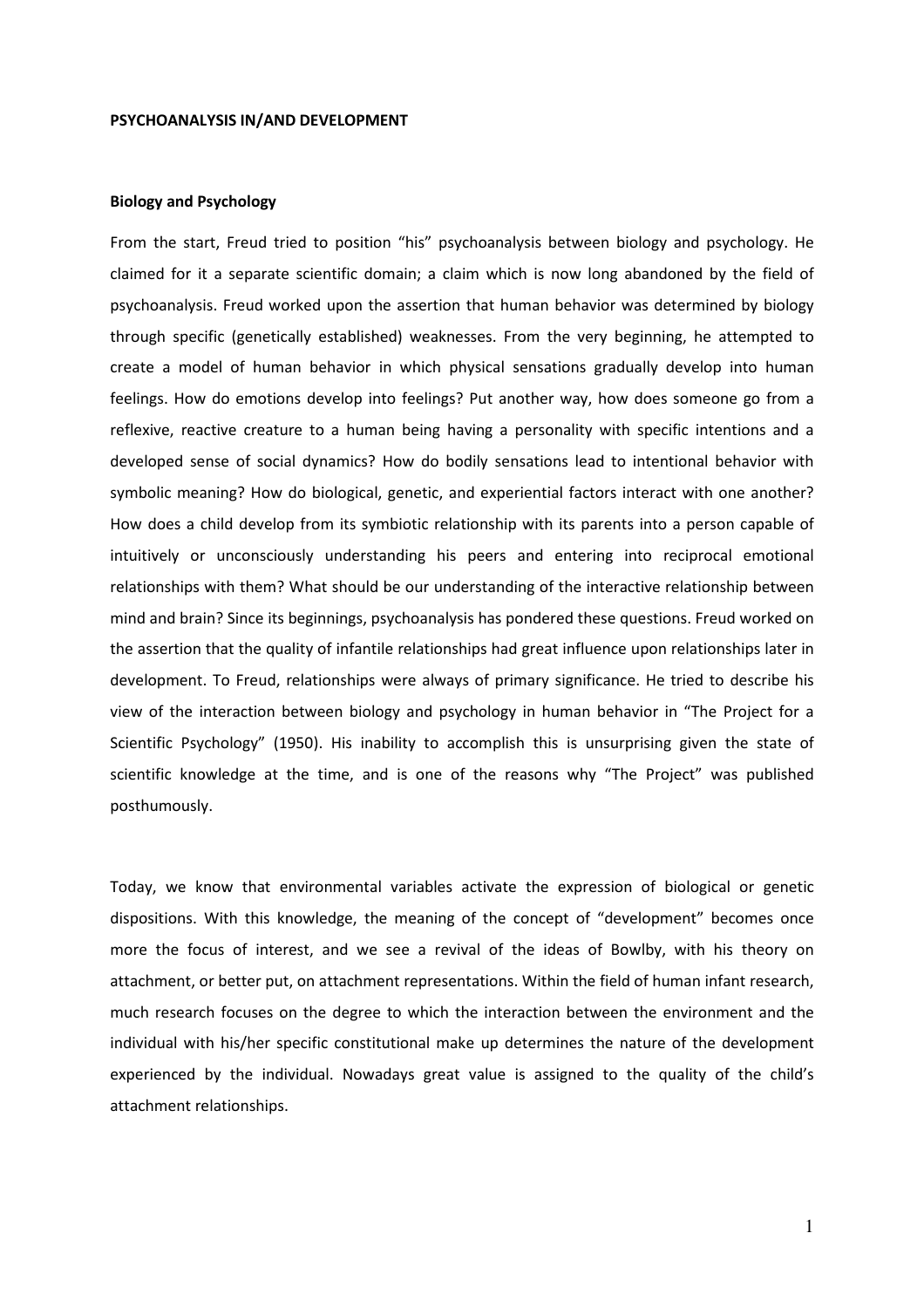# PSYCHOANALYSIS IN/AND DEVELOPMENT

## Biology and Psychology

From the start, Freud tried to position "his" psychoanalysis between biology and psychology. He claimed for it a separate scientific domain; a claim which is now long abandoned by the field of psychoanalysis. Freud worked upon the assertion that human behavior was determined by biology through specific (genetically established) weaknesses. From the very beginning, he attempted to create a model of human behavior in which physical sensations gradually develop into human feelings. How do emotions develop into feelings? Put another way, how does someone go from a reflexive, reactive creature to a human being having a personality with specific intentions and a developed sense of social dynamics? How do bodily sensations lead to intentional behavior with symbolic meaning? How do biological, genetic, and experiential factors interact with one another? How does a child develop from its symbiotic relationship with its parents into a person capable of intuitively or unconsciously understanding his peers and entering into reciprocal emotional relationships with them? What should be our understanding of the interactive relationship between mind and brain? Since its beginnings, psychoanalysis has pondered these questions. Freud worked on the assertion that the quality of infantile relationships had great influence upon relationships later in development. To Freud, relationships were always of primary significance. He tried to describe his view of the interaction between biology and psychology in human behavior in "The Project for a Scientific Psychology" (1950). His inability to accomplish this is unsurprising given the state of scientific knowledge at the time, and is one of the reasons why "The Project" was published posthumously.

Today, we know that environmental variables activate the expression of biological or genetic dispositions. With this knowledge, the meaning of the concept of "development" becomes once more the focus of interest, and we see a revival of the ideas of Bowlby, with his theory on attachment, or better put, on attachment representations. Within the field of human infant research, much research focuses on the degree to which the interaction between the environment and the individual with his/her specific constitutional make up determines the nature of the development experienced by the individual. Nowadays great value is assigned to the quality of the child's attachment relationships.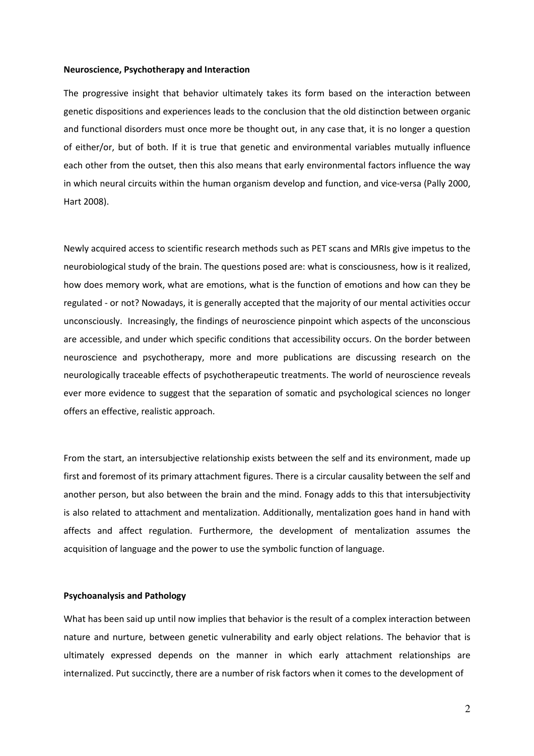**Neuroscience, Psychotherapy and Interaction**

The progressive insight that behavior ultimately takes its form based on the interaction between genetic dispositions and experiences leads to the conclusion that the old distinction between organic and functional disorders must once more be thought out, in any case that, it is no longer a question of either/or, but of both. If it is true that genetic and environmental variables mutually influence each other from the outset, then this also means that early environmental factors influence the way in which neural circuits within the human organism develop and function, and vice-versa (Pally 2000, Hart 2008).

Newly acquired access to scientific research methods such as PET scans and MRIs give impetus to the neurobiological study of the brain. The questions posed are: what is consciousness, how is it realized, how does memory work, what are emotions, what is the function of emotions and how can they be regulated - or not? Nowadays, it is generally accepted that the majority of our mental activities occur unconsciously. Increasingly, the findings of neuroscience pinpoint which aspects of the unconscious are accessible, and under which specific conditions that accessibility occurs. On the border between neuroscience and psychotherapy, more and more publications are discussing research on the neurologically traceable effects of psychotherapeutic treatments. The world of neuroscience reveals ever more evidence to suggest that the separation of somatic and psychological sciences no longer offers an effective, realistic approach.

From the start, an intersubjective relationship exists between the self and its environment, made up first and foremost of its primary attachment figures. There is a circular causality between the self and another person, but also between the brain and the mind. Fonagy adds to this that intersubjectivity is also related to attachment and mentalization. Additionally, mentalization goes hand in hand with affects and affect regulation. Furthermore, the development of mentalization assumes the acquisition of language and the power to use the symbolic function of language.

**Psychoanalysis and Pathology**

What has been said up until now implies that behavior is the result of a complex interaction between nature and nurture, between genetic vulnerability and early object relations. The behavior that is ultimately expressed depends on the manner in which early attachment relationships are internalized. Put succinctly, there are a number of risk factors when it comes to the development of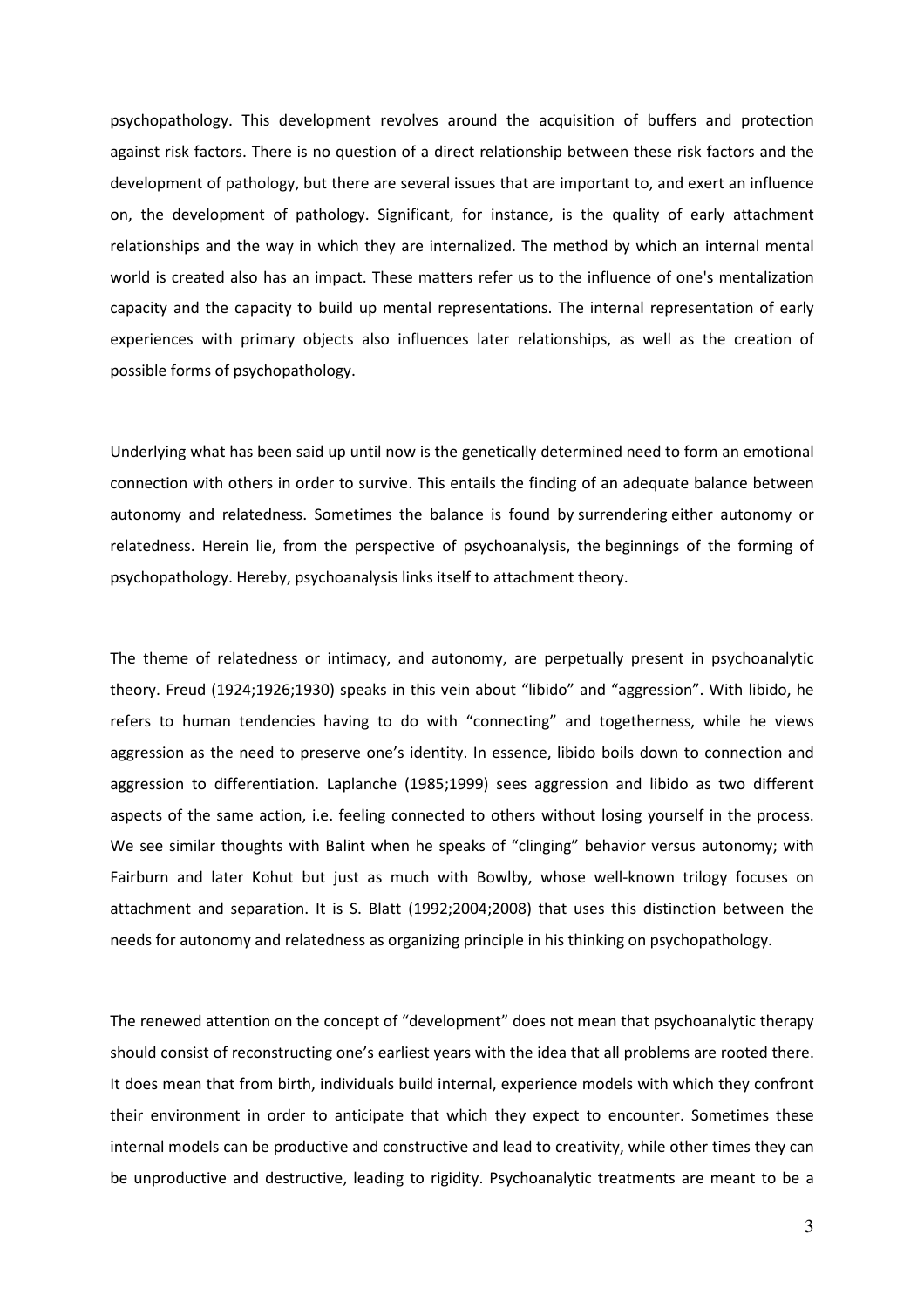psychopathology. This development revolves around the acquisition of buffers and protection against risk factors. There is no question of a direct relationship between these risk factors and the development of pathology, but there are several issues that are important to, and exert an influence on, the development of pathology. Significant, for instance, is the quality of early attachment relationships and the way in which they are internalized. The method by which an internal mental world is created also has an impact. These matters refer us to the influence of one's mentalization capacity and the capacity to build up mental representations. The internal representation of early experiences with primary objects also influences later relationships, as well as the creation of possible forms of psychopathology.

Underlying what has been said up until now is the genetically determined need to form an emotional connection with others in order to survive. This entails the finding of an adequate balance between autonomy and relatedness. Sometimes the balance is found by surrendering either autonomy or relatedness. Herein lie, from the perspective of psychoanalysis, the beginnings of the forming of psychopathology. Hereby, psychoanalysis links itself to attachment theory.

The theme of relatedness or intimacy, and autonomy, are perpetually present in psychoanalytic theory. Freud (1924;1926;1930) speaks in this vein about "libido" and "aggression". With libido, he refers to human tendencies having to do with "connecting" and togetherness, while he views aggression as the need to preserve one's identity. In essence, libido boils down to connection and aggression to differentiation. Laplanche (1985;1999) sees aggression and libido as two different aspects of the same action, i.e. feeling connected to others without losing yourself in the process. We see similar thoughts with Balint when he speaks of "clinging" behavior versus autonomy; with Fairburn and later Kohut but just as much with Bowlby, whose well-known trilogy focuses on attachment and separation. It is S. Blatt (1992;2004;2008) that uses this distinction between the needs for autonomy and relatedness as organizing principle in his thinking on psychopathology.

The renewed attention on the concept of "development" does not mean that psychoanalytic therapy should consist of reconstructing one's earliest years with the idea that all problems are rooted there. It does mean that from birth, individuals build internal, experience models with which they confront their environment in order to anticipate that which they expect to encounter. Sometimes these internal models can be productive and constructive and lead to creativity, while other times they can be unproductive and destructive, leading to rigidity. Psychoanalytic treatments are meant to be a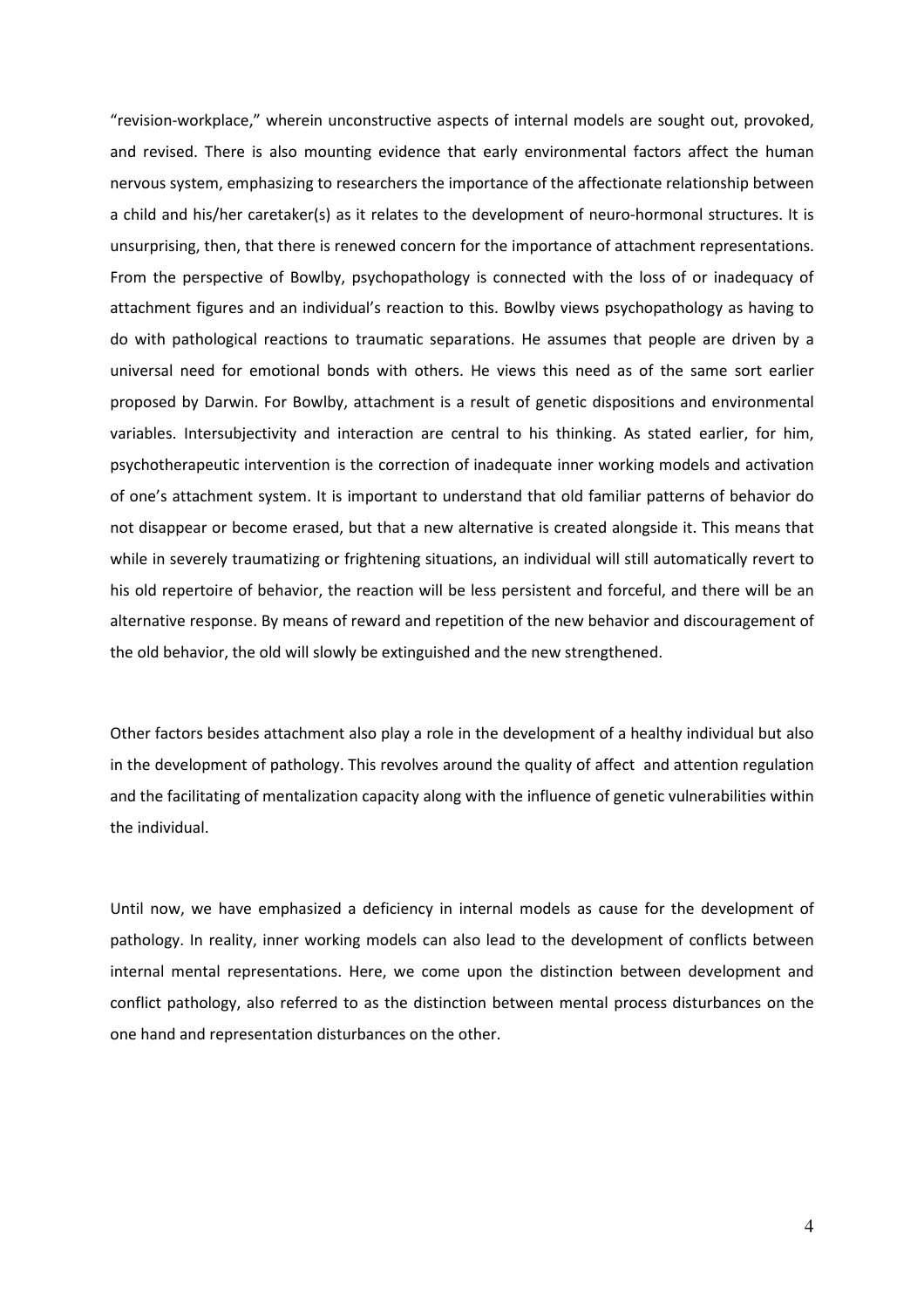"revision-workplace," wherein unconstructive aspects of internal models are sought out, provoked, and revised. There is also mounting evidence that early environmental factors affect the human nervous system, emphasizing to researchers the importance of the affectionate relationship between a child and his/her caretaker(s) as it relates to the development of neuro-hormonal structures. It is unsurprising, then, that there is renewed concern for the importance of attachment representations. From the perspective of Bowlby, psychopathology is connected with the loss of or inadequacy of attachment figures and an individual's reaction to this. Bowlby views psychopathology as having to do with pathological reactions to traumatic separations. He assumes that people are driven by a universal need for emotional bonds with others. He views this need as of the same sort earlier proposed by Darwin. For Bowlby, attachment is a result of genetic dispositions and environmental variables. Intersubjectivity and interaction are central to his thinking. As stated earlier, for him, psychotherapeutic intervention is the correction of inadequate inner working models and activation of one's attachment system. It is important to understand that old familiar patterns of behavior do not disappear or become erased, but that a new alternative is created alongside it. This means that while in severely traumatizing or frightening situations, an individual will still automatically revert to his old repertoire of behavior, the reaction will be less persistent and forceful, and there will be an alternative response. By means of reward and repetition of the new behavior and discouragement of the old behavior, the old will slowly be extinguished and the new strengthened.

Other factors besides attachment also play a role in the development of a healthy individual but also in the development of pathology. This revolves around the quality of affect and attention regulation and the facilitating of mentalization capacity along with the influence of genetic vulnerabilities within the individual.

Until now, we have emphasized a deficiency in internal models as cause for the development of pathology. In reality, inner working models can also lead to the development of conflicts between internal mental representations. Here, we come upon the distinction between development and conflict pathology, also referred to as the distinction between mental process disturbances on the one hand and representation disturbances on the other.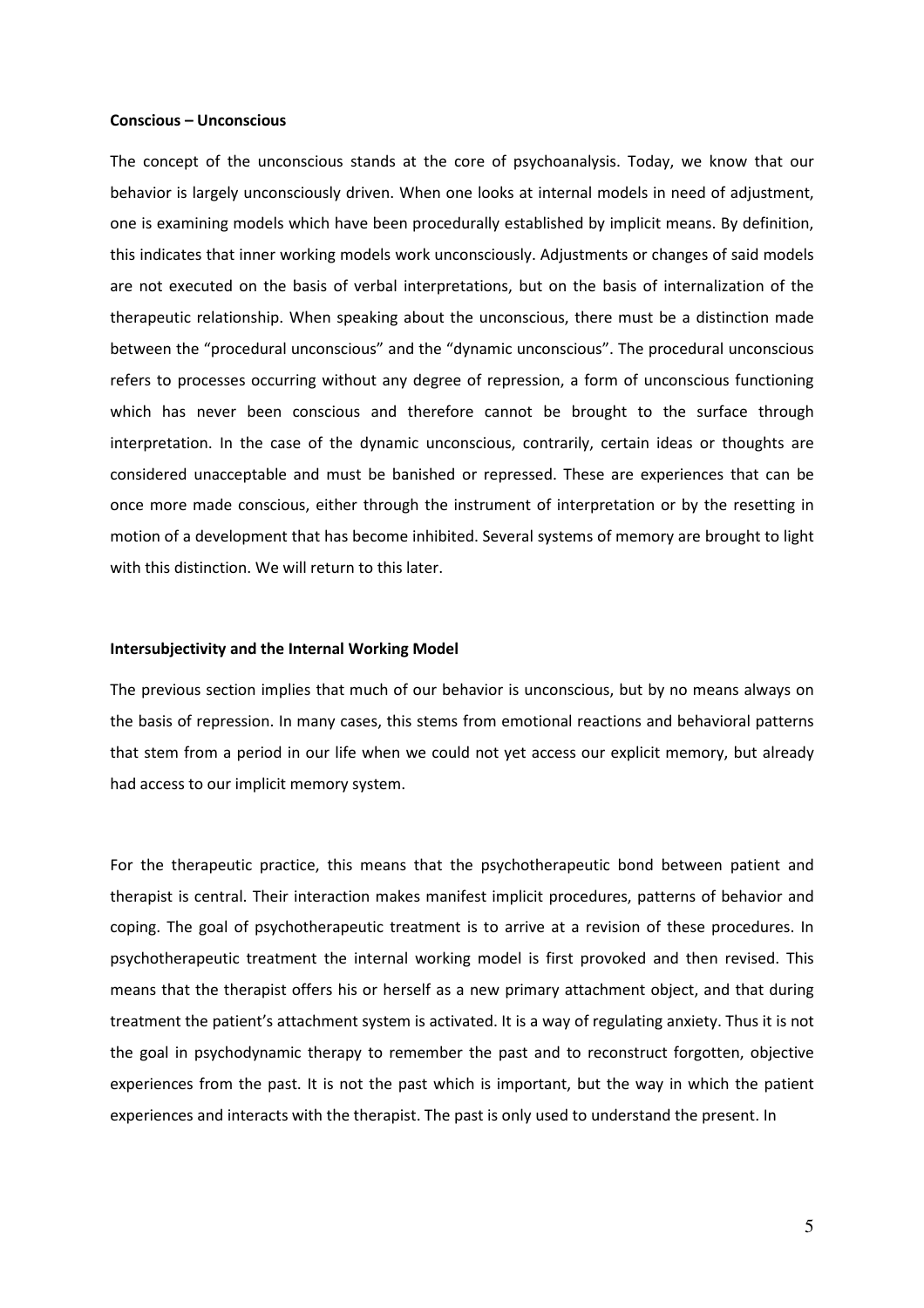**Conscious – Unconscious**

The concept of the unconscious stands at the core of psychoanalysis. Today, we know that our behavior is largely unconsciously driven. When one looks at internal models in need of adjustment, one is examining models which have been procedurally established by implicit means. By definition, this indicates that inner working models work unconsciously. Adjustments or changes of said models are not executed on the basis of verbal interpretations, but on the basis of internalization of the therapeutic relationship. When speaking about the unconscious, there must be a distinction made between the "procedural unconscious" and the "dynamic unconscious". The procedural unconscious refers to processes occurring without any degree of repression, a form of unconscious functioning which has never been conscious and therefore cannot be brought to the surface through interpretation. In the case of the dynamic unconscious, contrarily, certain ideas or thoughts are considered unacceptable and must be banished or repressed. These are experiences that can be once more made conscious, either through the instrument of interpretation or by the resetting in motion of a development that has become inhibited. Several systems of memory are brought to light with this distinction. We will return to this later.

**Intersubjectivity and the Internal Working Model**

The previous section implies that much of our behavior is unconscious, but by no means always on the basis of repression. In many cases, this stems from emotional reactions and behavioral patterns that stem from a period in our life when we could not yet access our explicit memory, but already had access to our implicit memory system.

For the therapeutic practice, this means that the psychotherapeutic bond between patient and therapist is central. Their interaction makes manifest implicit procedures, patterns of behavior and coping. The goal of psychotherapeutic treatment is to arrive at a revision of these procedures. In psychotherapeutic treatment the internal working model is first provoked and then revised. This means that the therapist offers his or herself as a new primary attachment object, and that during treatment the patient's attachment system is activated. It is a way of regulating anxiety. Thus it is not the goal in psychodynamic therapy to remember the past and to reconstruct forgotten, objective experiences from the past. It is not the past which is important, but the way in which the patient experiences and interacts with the therapist. The past is only used to understand the present. In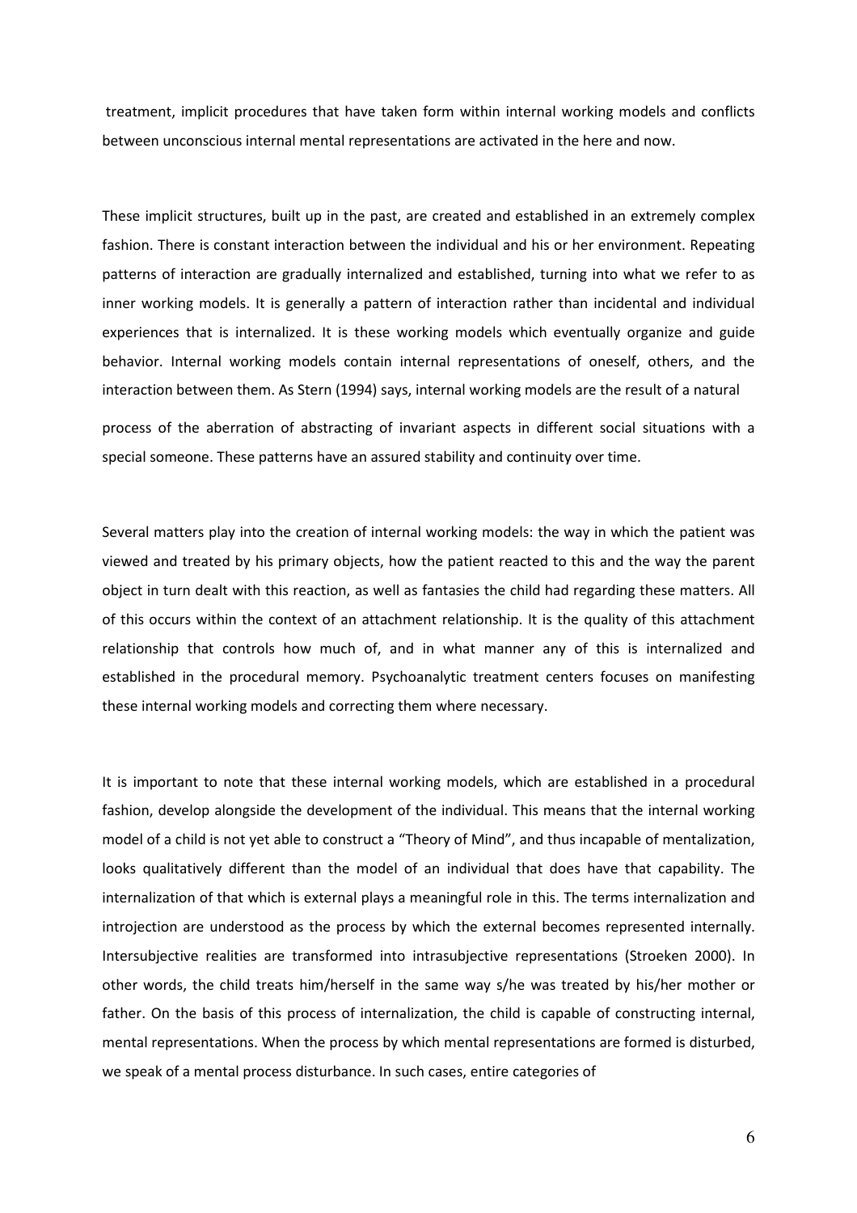treatment, implicit procedures that have taken form within internal working models and conflicts between unconscious internal mental representations are activated in the here and now.

These implicit structures, built up in the past, are created and established in an extremely complex fashion. There is constant interaction between the individual and his or her environment. Repeating patterns of interaction are gradually internalized and established, turning into what we refer to as inner working models. It is generally a pattern of interaction rather than incidental and individual experiences that is internalized. It is these working models which eventually organize and guide behavior. Internal working models contain internal representations of oneself, others, and the interaction between them. As Stern (1994) says, internal working models are the result of a natural process of the aberration of abstracting of invariant aspects in different social situations with a special someone. These patterns have an assured stability and continuity over time.

Several matters play into the creation of internal working models: the way in which the patient was viewed and treated by his primary objects, how the patient reacted to this and the way the parent object in turn dealt with this reaction, as well as fantasies the child had regarding these matters. All of this occurs within the context of an attachment relationship. It is the quality of this attachment relationship that controls how much of, and in what manner any of this is internalized and established in the procedural memory. Psychoanalytic treatment centers focuses on manifesting these internal working models and correcting them where necessary.

It is important to note that these internal working models, which are established in a procedural fashion, develop alongside the development of the individual. This means that the internal working model of a child is not yet able to construct a "Theory of Mind", and thus incapable of mentalization, looks qualitatively different than the model of an individual that does have that capability. The internalization of that which is external plays a meaningful role in this. The terms internalization and introjection are understood as the process by which the external becomes represented internally. Intersubjective realities are transformed into intrasubjective representations (Stroeken 2000). In other words, the child treats him/herself in the same way s/he was treated by his/her mother or father. On the basis of this process of internalization, the child is capable of constructing internal, mental representations. When the process by which mental representations are formed is disturbed, we speak of a mental process disturbance. In such cases, entire categories of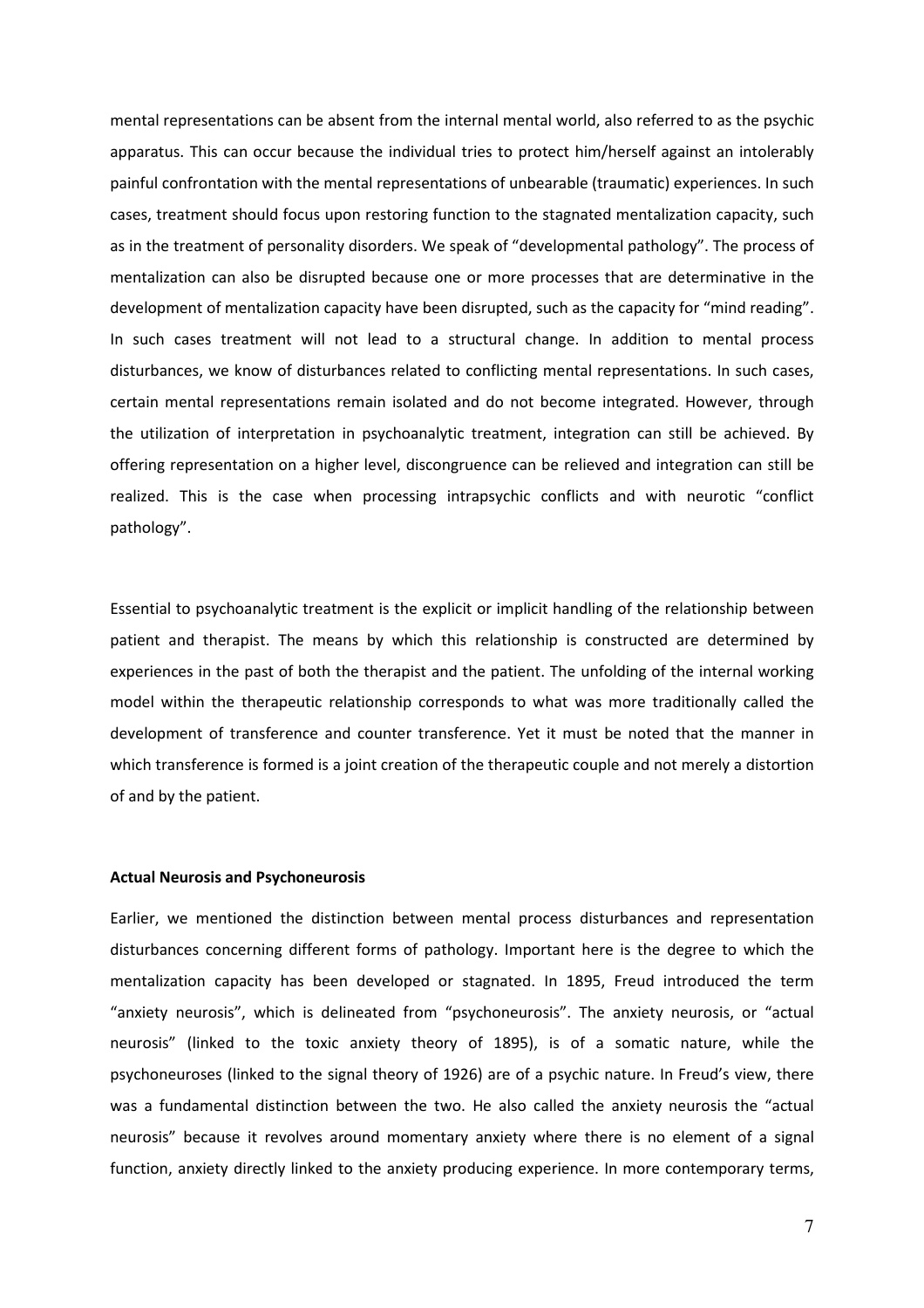mental representations can be absent from the internal mental world, also referred to as the psychic apparatus. This can occur because the individual tries to protect him/herself against an intolerably painful confrontation with the mental representations of unbearable (traumatic) experiences. In such cases, treatment should focus upon restoring function to the stagnated mentalization capacity, such as in the treatment of personality disorders. We speak of "developmental pathology". The process of mentalization can also be disrupted because one or more processes that are determinative in the development of mentalization capacity have been disrupted, such as the capacity for "mind reading". In such cases treatment will not lead to a structural change. In addition to mental process disturbances, we know of disturbances related to conflicting mental representations. In such cases, certain mental representations remain isolated and do not become integrated. However, through the utilization of interpretation in psychoanalytic treatment, integration can still be achieved. By offering representation on a higher level, discongruence can be relieved and integration can still be realized. This is the case when processing intrapsychic conflicts and with neurotic "conflict pathology".

Essential to psychoanalytic treatment is the explicit or implicit handling of the relationship between patient and therapist. The means by which this relationship is constructed are determined by experiences in the past of both the therapist and the patient. The unfolding of the internal working model within the therapeutic relationship corresponds to what was more traditionally called the development of transference and counter transference. Yet it must be noted that the manner in which transference is formed is a joint creation of the therapeutic couple and not merely a distortion of and by the patient.

**Actual Neurosis and Psychoneurosis**

Earlier, we mentioned the distinction between mental process disturbances and representation disturbances concerning different forms of pathology. Important here is the degree to which the mentalization capacity has been developed or stagnated. In 1895, Freud introduced the term "anxiety neurosis", which is delineated from "psychoneurosis". The anxiety neurosis, or "actual neurosis" (linked to the toxic anxiety theory of 1895), is of a somatic nature, while the psychoneuroses (linked to the signal theory of 1926) are of a psychic nature. In Freud's view, there was a fundamental distinction between the two. He also called the anxiety neurosis the "actual neurosis" because it revolves around momentary anxiety where there is no element of a signal function, anxiety directly linked to the anxiety producing experience. In more contemporary terms,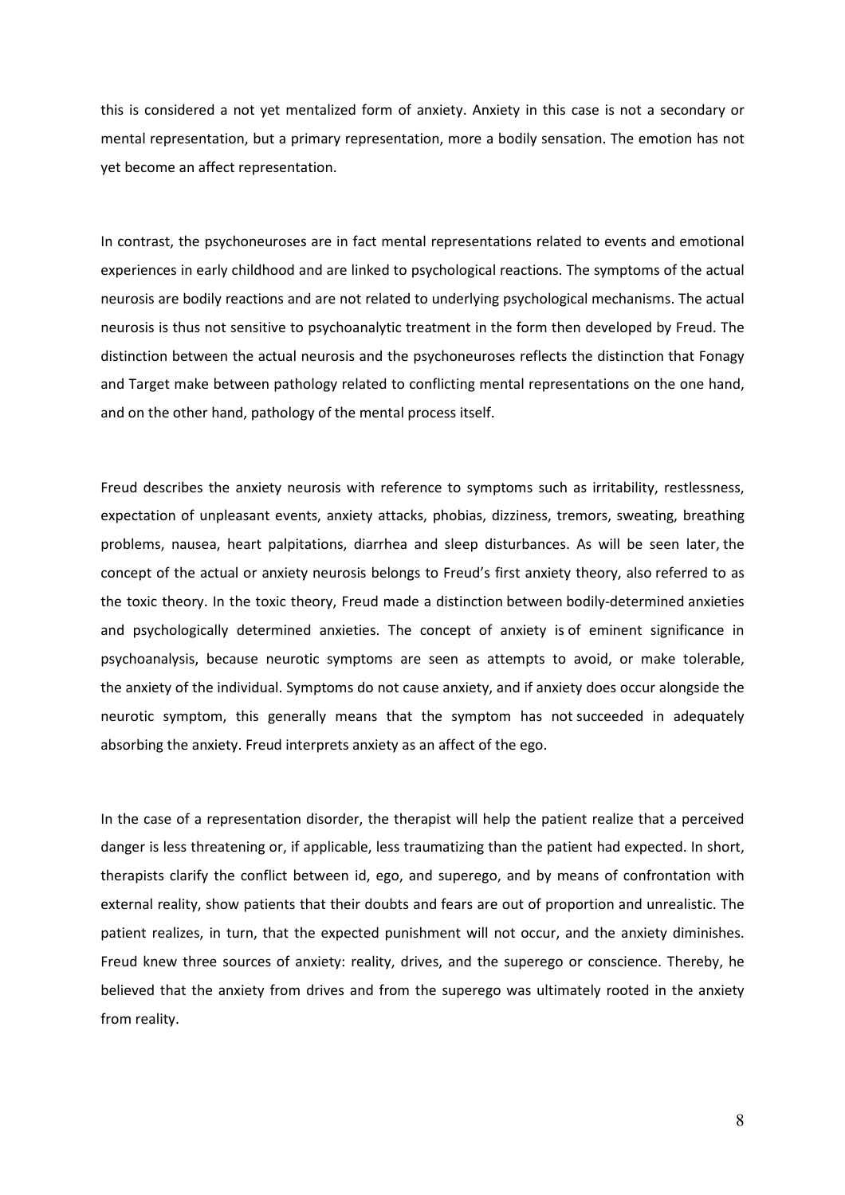this is considered a not yet mentalized form of anxiety. Anxiety in this case is not a secondary or mental representation, but a primary representation, more a bodily sensation. The emotion has not yet become an affect representation.

In contrast, the psychoneuroses are in fact mental representations related to events and emotional experiences in early childhood and are linked to psychological reactions. The symptoms of the actual neurosis are bodily reactions and are not related to underlying psychological mechanisms. The actual neurosis is thus not sensitive to psychoanalytic treatment in the form then developed by Freud. The distinction between the actual neurosis and the psychoneuroses reflects the distinction that Fonagy and Target make between pathology related to conflicting mental representations on the one hand, and on the other hand, pathology of the mental process itself.

Freud describes the anxiety neurosis with reference to symptoms such as irritability, restlessness, expectation of unpleasant events, anxiety attacks, phobias, dizziness, tremors, sweating, breathing problems, nausea, heart palpitations, diarrhea and sleep disturbances. As will be seen later, the concept of the actual or anxiety neurosis belongs to Freud's first anxiety theory, also referred to as the toxic theory. In the toxic theory, Freud made a distinction between bodily-determined anxieties and psychologically determined anxieties. The concept of anxiety is of eminent significance in psychoanalysis, because neurotic symptoms are seen as attempts to avoid, or make tolerable, the anxiety of the individual. Symptoms do not cause anxiety, and if anxiety does occur alongside the neurotic symptom, this generally means that the symptom has not succeeded in adequately absorbing the anxiety. Freud interprets anxiety as an affect of the ego.

In the case of a representation disorder, the therapist will help the patient realize that a perceived danger is less threatening or, if applicable, less traumatizing than the patient had expected. In short, therapists clarify the conflict between id, ego, and superego, and by means of confrontation with external reality, show patients that their doubts and fears are out of proportion and unrealistic. The patient realizes, in turn, that the expected punishment will not occur, and the anxiety diminishes. Freud knew three sources of anxiety: reality, drives, and the superego or conscience. Thereby, he believed that the anxiety from drives and from the superego was ultimately rooted in the anxiety from reality.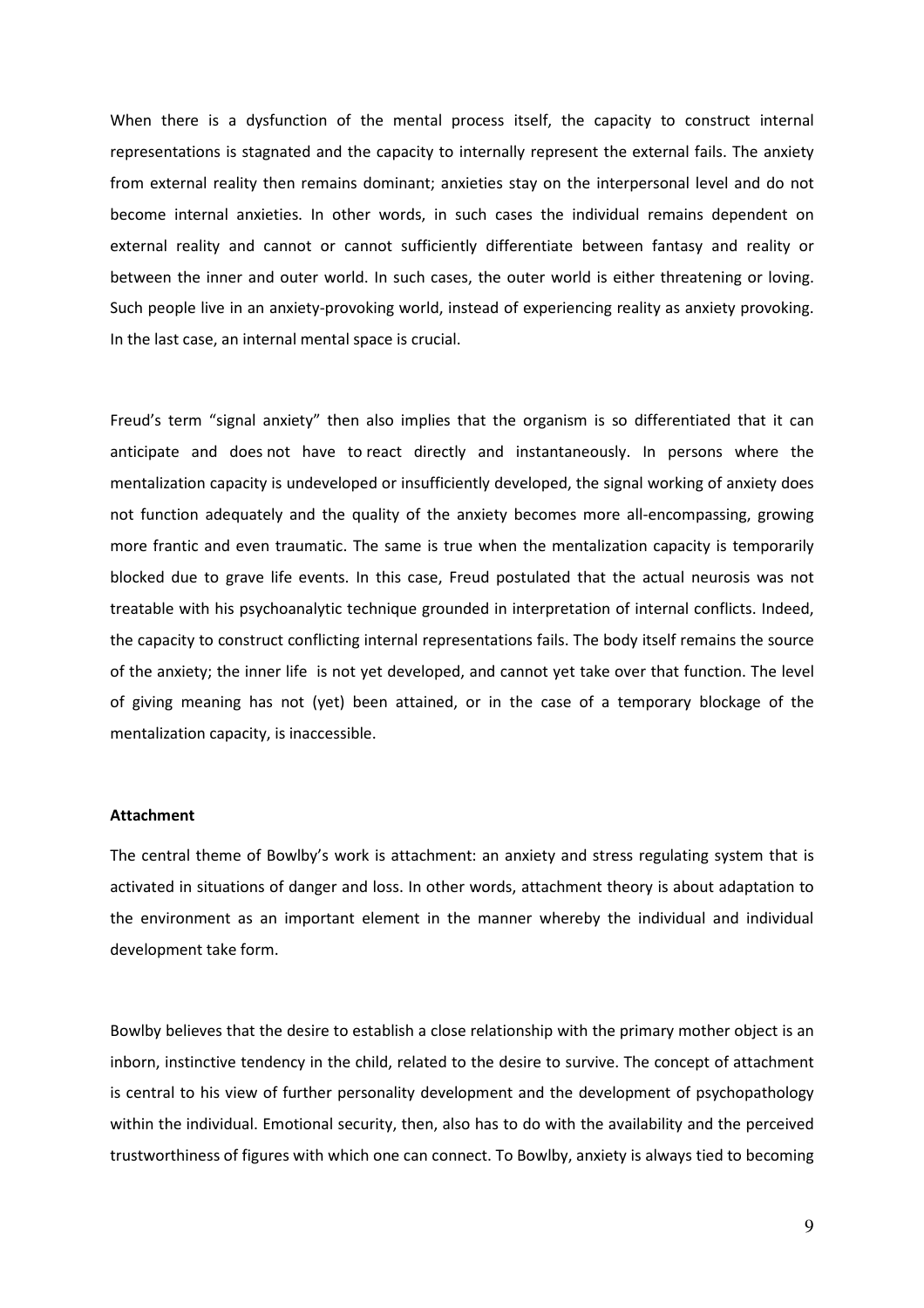When there is a dysfunction of the mental process itself, the capacity to construct internal representations is stagnated and the capacity to internally represent the external fails. The anxiety from external reality then remains dominant; anxieties stay on the interpersonal level and do not become internal anxieties. In other words, in such cases the individual remains dependent on external reality and cannot or cannot sufficiently differentiate between fantasy and reality or between the inner and outer world. In such cases, the outer world is either threatening or loving. Such people live in an anxiety-provoking world, instead of experiencing reality as anxiety provoking. In the last case, an internal mental space is crucial.

Freud's term "signal anxiety" then also implies that the organism is so differentiated that it can anticipate and does not have to react directly and instantaneously. In persons where the mentalization capacity is undeveloped or insufficiently developed, the signal working of anxiety does not function adequately and the quality of the anxiety becomes more all-encompassing, growing more frantic and even traumatic. The same is true when the mentalization capacity is temporarily blocked due to grave life events. In this case, Freud postulated that the actual neurosis was not treatable with his psychoanalytic technique grounded in interpretation of internal conflicts. Indeed, the capacity to construct conflicting internal representations fails. The body itself remains the source of the anxiety; the inner life is not yet developed, and cannot yet take over that function. The level of giving meaning has not (yet) been attained, or in the case of a temporary blockage of the mentalization capacity, is inaccessible.

**Attachment**

The central theme of Bowlby's work is attachment: an anxiety and stress regulating system that is activated in situations of danger and loss. In other words, attachment theory is about adaptation to the environment as an important element in the manner whereby the individual and individual development take form.

Bowlby believes that the desire to establish a close relationship with the primary mother object is an inborn, instinctive tendency in the child, related to the desire to survive. The concept of attachment is central to his view of further personality development and the development of psychopathology within the individual. Emotional security, then, also has to do with the availability and the perceived trustworthiness of figures with which one can connect. To Bowlby, anxiety is always tied to becoming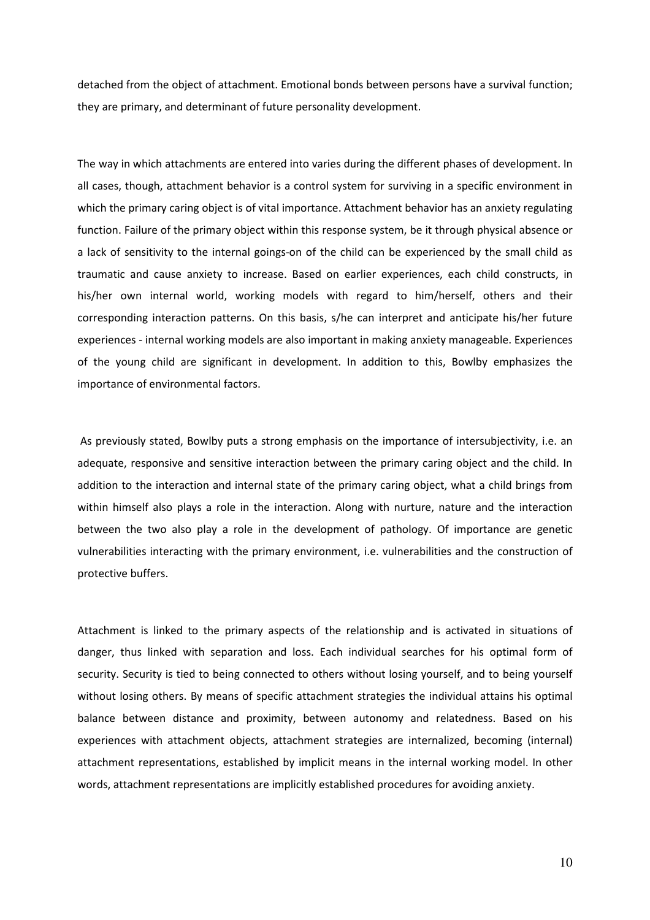detached from the object of attachment. Emotional bonds between persons have a survival function; they are primary, and determinant of future personality development.

The way in which attachments are entered into varies during the different phases of development. In all cases, though, attachment behavior is a control system for surviving in a specific environment in which the primary caring object is of vital importance. Attachment behavior has an anxiety regulating function. Failure of the primary object within this response system, be it through physical absence or a lack of sensitivity to the internal goings-on of the child can be experienced by the small child as traumatic and cause anxiety to increase. Based on earlier experiences, each child constructs, in his/her own internal world, working models with regard to him/herself, others and their corresponding interaction patterns. On this basis, s/he can interpret and anticipate his/her future experiences - internal working models are also important in making anxiety manageable. Experiences of the young child are significant in development. In addition to this, Bowlby emphasizes the importance of environmental factors.

As previously stated, Bowlby puts a strong emphasis on the importance of intersubjectivity, i.e. an adequate, responsive and sensitive interaction between the primary caring object and the child. In addition to the interaction and internal state of the primary caring object, what a child brings from within himself also plays a role in the interaction. Along with nurture, nature and the interaction between the two also play a role in the development of pathology. Of importance are genetic vulnerabilities interacting with the primary environment, i.e. vulnerabilities and the construction of protective buffers.

Attachment is linked to the primary aspects of the relationship and is activated in situations of danger, thus linked with separation and loss. Each individual searches for his optimal form of security. Security is tied to being connected to others without losing yourself, and to being yourself without losing others. By means of specific attachment strategies the individual attains his optimal balance between distance and proximity, between autonomy and relatedness. Based on his experiences with attachment objects, attachment strategies are internalized, becoming (internal) attachment representations, established by implicit means in the internal working model. In other words, attachment representations are implicitly established procedures for avoiding anxiety.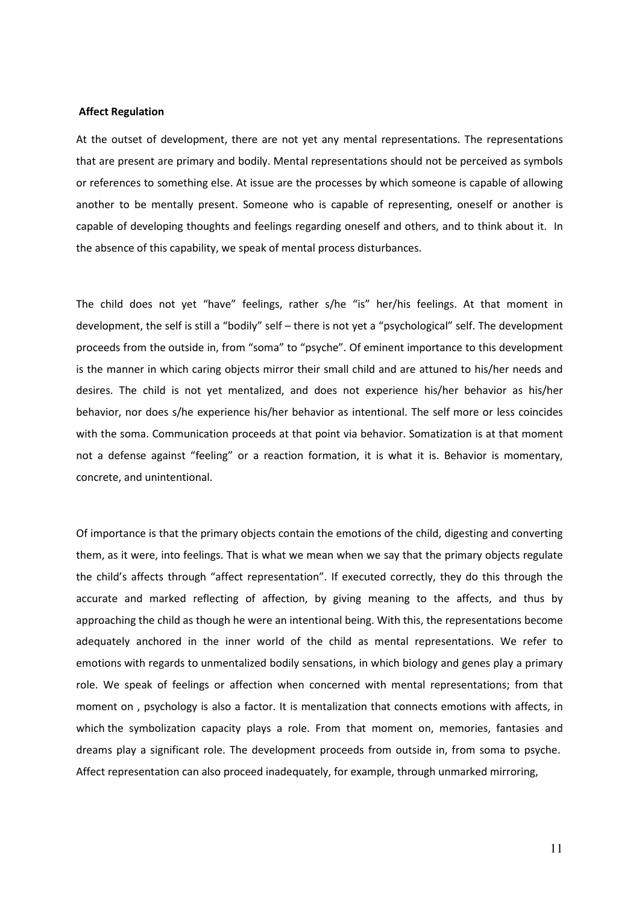**Affect Regulation**

At the outset of development, there are not yet any mental representations. The representations that are present are primary and bodily. Mental representations should not be perceived as symbols or references to something else. At issue are the processes by which someone is capable of allowing another to be mentally present. Someone who is capable of representing, oneself or another is capable of developing thoughts and feelings regarding oneself and others, and to think about it. In the absence of this capability, we speak of mental process disturbances.

The child does not yet "have" feelings, rather s/he "is" her/his feelings. At that moment in development, the self is still a "bodily" self – there is not yet a "psychological" self. The development proceeds from the outside in, from "soma" to "psyche". Of eminent importance to this development is the manner in which caring objects mirror their small child and are attuned to his/her needs and desires. The child is not yet mentalized, and does not experience his/her behavior as his/her behavior, nor does s/he experience his/her behavior as intentional. The self more or less coincides with the soma. Communication proceeds at that point via behavior. Somatization is at that moment not a defense against "feeling" or a reaction formation, it is what it is. Behavior is momentary, concrete, and unintentional.

Of importance is that the primary objects contain the emotions of the child, digesting and converting them, as it were, into feelings. That is what we mean when we say that the primary objects regulate the child's affects through "affect representation". If executed correctly, they do this through the accurate and marked reflecting of affection, by giving meaning to the affects, and thus by approaching the child as though he were an intentional being. With this, the representations become adequately anchored in the inner world of the child as mental representations. We refer to emotions with regards to unmentalized bodily sensations, in which biology and genes play a primary role. We speak of feelings or affection when concerned with mental representations; from that moment on , psychology is also a factor. It is mentalization that connects emotions with affects, in which the symbolization capacity plays a role. From that moment on, memories, fantasies and dreams play a significant role. The development proceeds from outside in, from soma to psyche. Affect representation can also proceed inadequately, for example, through unmarked mirroring,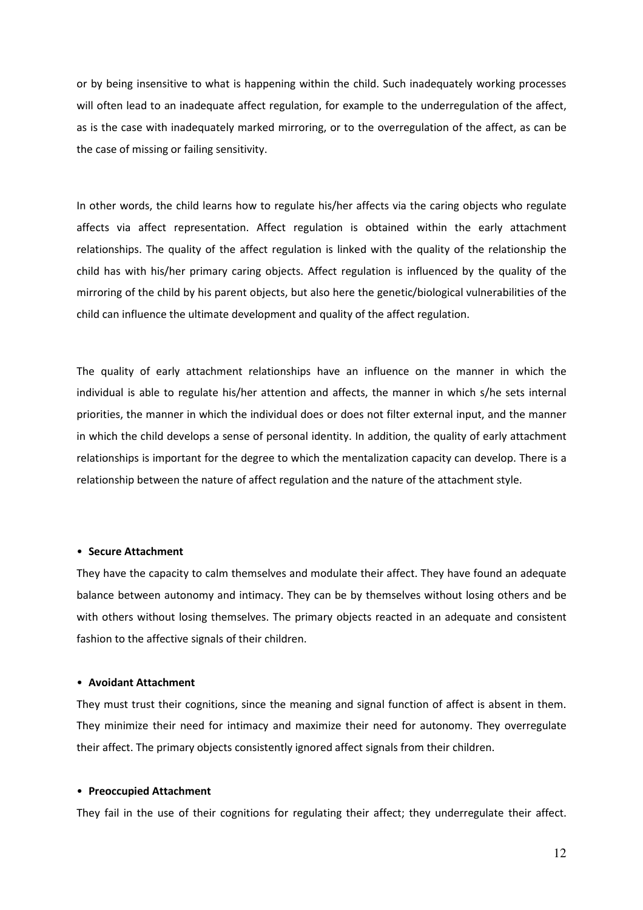or by being insensitive to what is happening within the child. Such inadequately working processes will often lead to an inadequate affect regulation, for example to the underregulation of the affect, as is the case with inadequately marked mirroring, or to the overregulation of the affect, as can be the case of missing or failing sensitivity.

In other words, the child learns how to regulate his/her affects via the caring objects who regulate affects via affect representation. Affect regulation is obtained within the early attachment relationships. The quality of the affect regulation is linked with the quality of the relationship the child has with his/her primary caring objects. Affect regulation is influenced by the quality of the mirroring of the child by his parent objects, but also here the genetic/biological vulnerabilities of the child can influence the ultimate development and quality of the affect regulation.

The quality of early attachment relationships have an influence on the manner in which the individual is able to regulate his/her attention and affects, the manner in which s/he sets internal priorities, the manner in which the individual does or does not filter external input, and the manner in which the child develops a sense of personal identity. In addition, the quality of early attachment relationships is important for the degree to which the mentalization capacity can develop. There is a relationship between the nature of affect regulation and the nature of the attachment style.

- **Secure Attachment**

They have the capacity to calm themselves and modulate their affect. They have found an adequate balance between autonomy and intimacy. They can be by themselves without losing others and be with others without losing themselves. The primary objects reacted in an adequate and consistent fashion to the affective signals of their children.

- **Avoidant Attachment**

They must trust their cognitions, since the meaning and signal function of affect is absent in them. They minimize their need for intimacy and maximize their need for autonomy. They overregulate their affect. The primary objects consistently ignored affect signals from their children.

- **Preoccupied Attachment**

They fail in the use of their cognitions for regulating their affect; they underregulate their affect.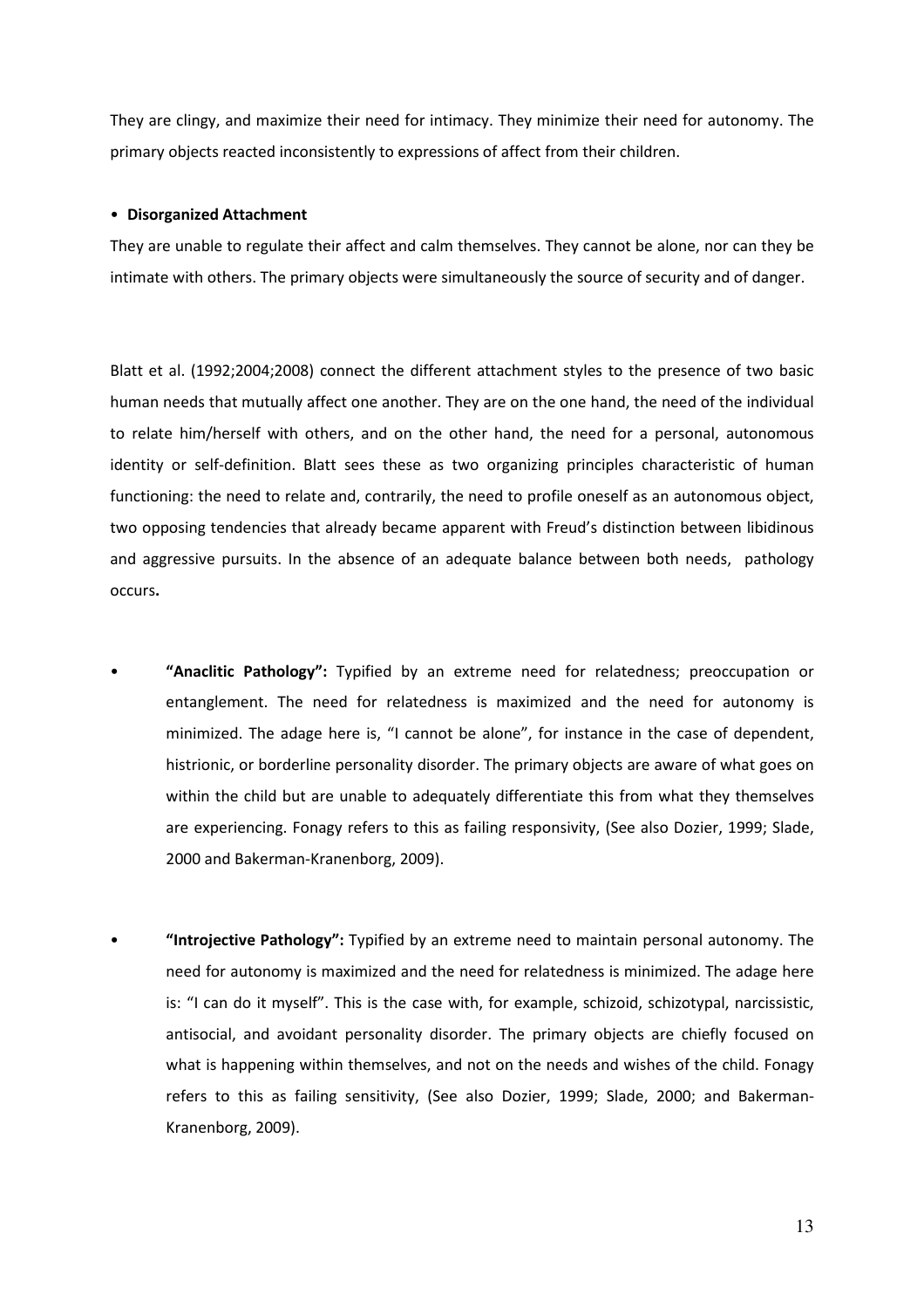They are clingy, and maximize their need for intimacy. They minimize their need for autonomy. The primary objects reacted inconsistently to expressions of affect from their children.

- **Disorganized Attachment**

They are unable to regulate their affect and calm themselves. They cannot be alone, nor can they be intimate with others. The primary objects were simultaneously the source of security and of danger.

Blatt et al. (1992;2004;2008) connect the different attachment styles to the presence of two basic human needs that mutually affect one another. They are on the one hand, the need of the individual to relate him/herself with others, and on the other hand, the need for a personal, autonomous identity or self-definition. Blatt sees these as two organizing principles characteristic of human functioning: the need to relate and, contrarily, the need to profile oneself as an autonomous object, two opposing tendencies that already became apparent with Freud's distinction between libidinous and aggressive pursuits. In the absence of an adequate balance between both needs, pathology occurs.

- **"Anaclitic Pathology":** Typified by an extreme need for relatedness; preoccupation or entanglement. The need for relatedness is maximized and the need for autonomy is minimized. The adage here is, "I cannot be alone", for instance in the case of dependent, histrionic, or borderline personality disorder. The primary objects are aware of what goes on within the child but are unable to adequately differentiate this from what they themselves are experiencing. Fonagy refers to this as failing responsivity, (See also Dozier, 1999; Slade, 2000 and Bakerman-Kranenborg, 2009).

- **"Introjective Pathology":** Typified by an extreme need to maintain personal autonomy. The need for autonomy is maximized and the need for relatedness is minimized. The adage here is: "I can do it myself". This is the case with, for example, schizoid, schizotypal, narcissistic, antisocial, and avoidant personality disorder. The primary objects are chiefly focused on what is happening within themselves, and not on the needs and wishes of the child. Fonagy refers to this as failing sensitivity, (See also Dozier, 1999; Slade, 2000; and Bakerman-Kranenborg, 2009).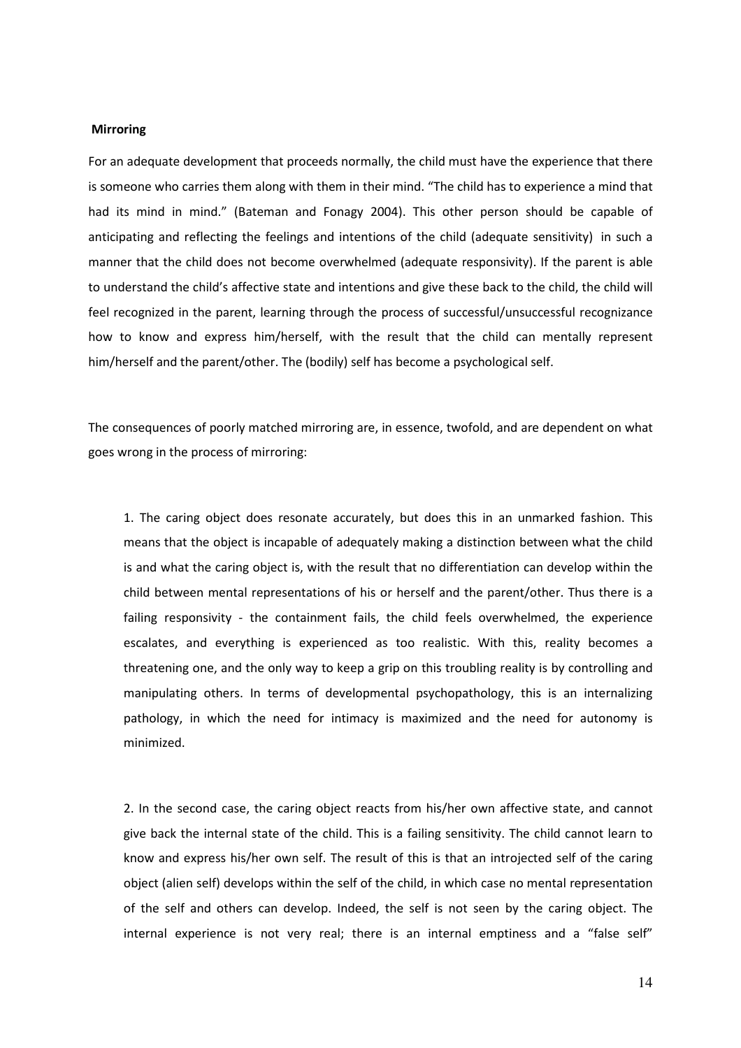**Mirroring**

For an adequate development that proceeds normally, the child must have the experience that there is someone who carries them along with them in their mind. "The child has to experience a mind that had its mind in mind." (Bateman and Fonagy 2004). This other person should be capable of anticipating and reflecting the feelings and intentions of the child (adequate sensitivity) in such a manner that the child does not become overwhelmed (adequate responsivity). If the parent is able to understand the child's affective state and intentions and give these back to the child, the child will feel recognized in the parent, learning through the process of successful/unsuccessful recognizance how to know and express him/herself, with the result that the child can mentally represent him/herself and the parent/other. The (bodily) self has become a psychological self.

The consequences of poorly matched mirroring are, in essence, twofold, and are dependent on what goes wrong in the process of mirroring:

1. The caring object does resonate accurately, but does this in an unmarked fashion. This means that the object is incapable of adequately making a distinction between what the child is and what the caring object is, with the result that no differentiation can develop within the child between mental representations of his or herself and the parent/other. Thus there is a failing responsivity - the containment fails, the child feels overwhelmed, the experience escalates, and everything is experienced as too realistic. With this, reality becomes a threatening one, and the only way to keep a grip on this troubling reality is by controlling and manipulating others. In terms of developmental psychopathology, this is an internalizing pathology, in which the need for intimacy is maximized and the need for autonomy is minimized.

2. In the second case, the caring object reacts from his/her own affective state, and cannot give back the internal state of the child. This is a failing sensitivity. The child cannot learn to know and express his/her own self. The result of this is that an introjected self of the caring object (alien self) develops within the self of the child, in which case no mental representation of the self and others can develop. Indeed, the self is not seen by the caring object. The internal experience is not very real; there is an internal emptiness and a "false self"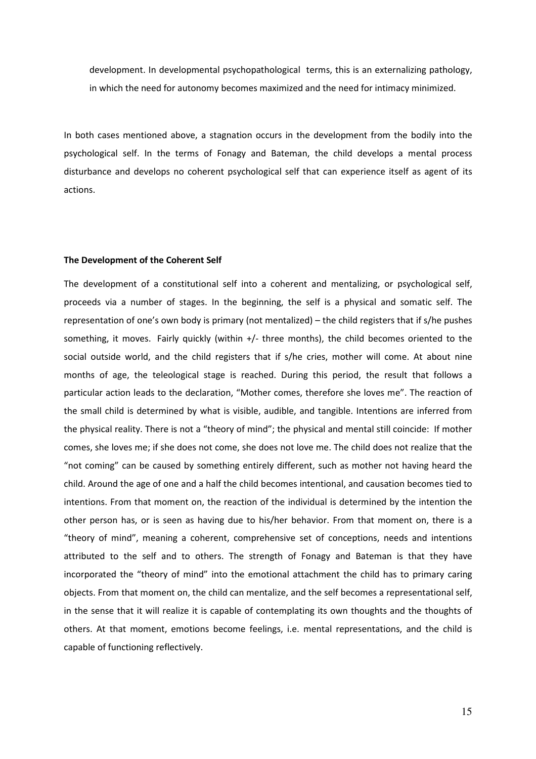development. In developmental psychopathological terms, this is an externalizing pathology, in which the need for autonomy becomes maximized and the need for intimacy minimized.

In both cases mentioned above, a stagnation occurs in the development from the bodily into the psychological self. In the terms of Fonagy and Bateman, the child develops a mental process disturbance and develops no coherent psychological self that can experience itself as agent of its actions.

**The Development of the Coherent Self**

The development of a constitutional self into a coherent and mentalizing, or psychological self, proceeds via a number of stages. In the beginning, the self is a physical and somatic self. The representation of one's own body is primary (not mentalized) – the child registers that if s/he pushes something, it moves. Fairly quickly (within +/- three months), the child becomes oriented to the social outside world, and the child registers that if s/he cries, mother will come. At about nine months of age, the teleological stage is reached. During this period, the result that follows a particular action leads to the declaration, "Mother comes, therefore she loves me". The reaction of the small child is determined by what is visible, audible, and tangible. Intentions are inferred from the physical reality. There is not a "theory of mind"; the physical and mental still coincide: If mother comes, she loves me; if she does not come, she does not love me. The child does not realize that the "not coming" can be caused by something entirely different, such as mother not having heard the child. Around the age of one and a half the child becomes intentional, and causation becomes tied to intentions. From that moment on, the reaction of the individual is determined by the intention the other person has, or is seen as having due to his/her behavior. From that moment on, there is a "theory of mind", meaning a coherent, comprehensive set of conceptions, needs and intentions attributed to the self and to others. The strength of Fonagy and Bateman is that they have incorporated the "theory of mind" into the emotional attachment the child has to primary caring objects. From that moment on, the child can mentalize, and the self becomes a representational self, in the sense that it will realize it is capable of contemplating its own thoughts and the thoughts of others. At that moment, emotions become feelings, i.e. mental representations, and the child is capable of functioning reflectively.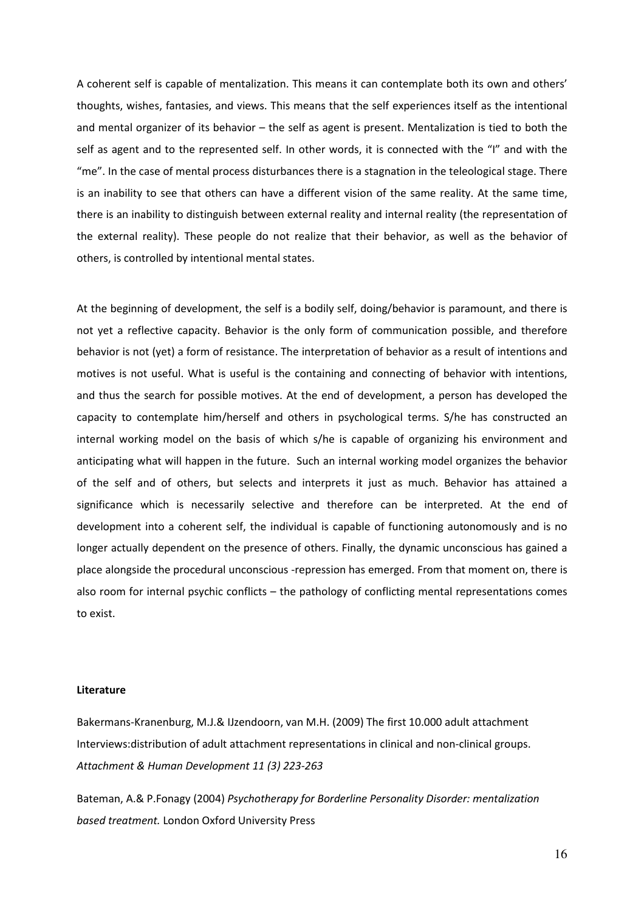A coherent self is capable of mentalization. This means it can contemplate both its own and others' thoughts, wishes, fantasies, and views. This means that the self experiences itself as the intentional and mental organizer of its behavior – the self as agent is present. Mentalization is tied to both the self as agent and to the represented self. In other words, it is connected with the "I" and with the "me". In the case of mental process disturbances there is a stagnation in the teleological stage. There is an inability to see that others can have a different vision of the same reality. At the same time, there is an inability to distinguish between external reality and internal reality (the representation of the external reality). These people do not realize that their behavior, as well as the behavior of others, is controlled by intentional mental states.

At the beginning of development, the self is a bodily self, doing/behavior is paramount, and there is not yet a reflective capacity. Behavior is the only form of communication possible, and therefore behavior is not (yet) a form of resistance. The interpretation of behavior as a result of intentions and motives is not useful. What is useful is the containing and connecting of behavior with intentions, and thus the search for possible motives. At the end of development, a person has developed the capacity to contemplate him/herself and others in psychological terms. S/he has constructed an internal working model on the basis of which s/he is capable of organizing his environment and anticipating what will happen in the future. Such an internal working model organizes the behavior of the self and of others, but selects and interprets it just as much. Behavior has attained a significance which is necessarily selective and therefore can be interpreted. At the end of development into a coherent self, the individual is capable of functioning autonomously and is no longer actually dependent on the presence of others. Finally, the dynamic unconscious has gained a place alongside the procedural unconscious -repression has emerged. From that moment on, there is also room for internal psychic conflicts – the pathology of conflicting mental representations comes to exist.

**Literature**

Bakermans-Kranenburg, M.J.& IJzendoorn, van M.H. (2009) The first 10.000 adult attachment Interviews:distribution of adult attachment representations in clinical and non-clinical groups. *Attachment & Human Development 11 (3) 223-263*

Bateman, A.& P.Fonagy (2004) *Psychotherapy for Borderline Personality Disorder: mentalization based treatment.* London Oxford University Press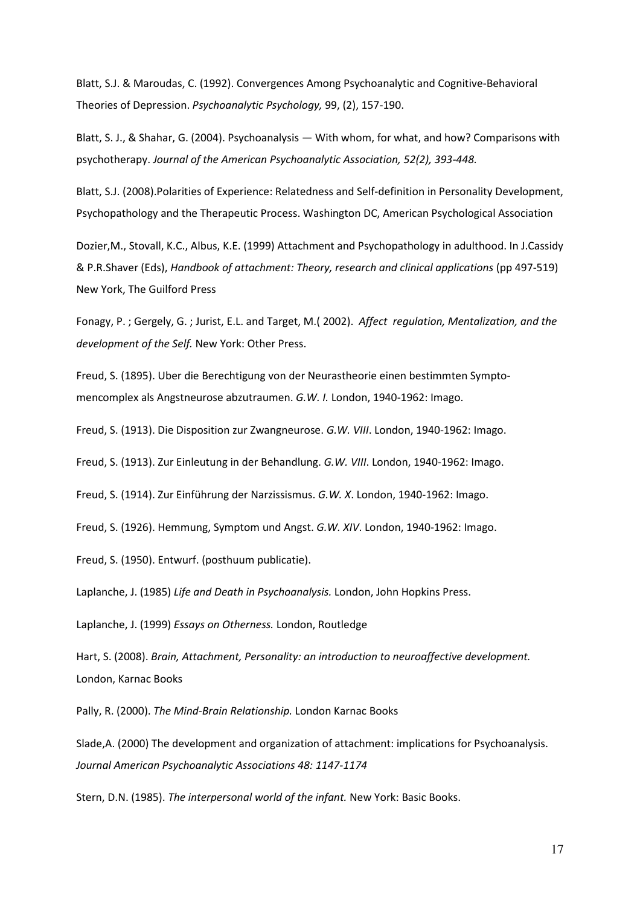Blatt, S.J. & Maroudas, C. (1992). Convergences Among Psychoanalytic and Cognitive-Behavioral Theories of Depression. *Psychoanalytic Psychology,* 99, (2), 157-190.

Blatt, S. J., & Shahar, G. (2004). Psychoanalysis — With whom, for what, and how? Comparisons with psychotherapy. *Journal of the American Psychoanalytic Association, 52(2), 393-448.*

Blatt, S.J. (2008).Polarities of Experience: Relatedness and Self-definition in Personality Development, Psychopathology and the Therapeutic Process. Washington DC, American Psychological Association

Dozier,M., Stovall, K.C., Albus, K.E. (1999) Attachment and Psychopathology in adulthood. In J.Cassidy & P.R.Shaver (Eds), *Handbook of attachment: Theory, research and clinical applications* (pp 497-519) New York, The Guilford Press

Fonagy, P. ; Gergely, G. ; Jurist, E.L. and Target, M.( 2002). *Affect regulation, Mentalization, and the development of the Self.* New York: Other Press.

Freud, S. (1895). Uber die Berechtigung von der Neurastheorie einen bestimmten Symptomencomplex als Angstneurose abzutraumen. *G.W. I.* London, 1940-1962: Imago.

Freud, S. (1913). Die Disposition zur Zwangneurose. *G.W. VIII*. London, 1940-1962: Imago.

Freud, S. (1913). Zur Einleutung in der Behandlung. *G.W. VIII*. London, 1940-1962: Imago.

Freud, S. (1914). Zur Einführung der Narzissismus. *G.W. X*. London, 1940-1962: Imago.

Freud, S. (1926). Hemmung, Symptom und Angst. *G.W. XIV*. London, 1940-1962: Imago.

Freud, S. (1950). Entwurf. (posthuum publicatie).

Laplanche, J. (1985) *Life and Death in Psychoanalysis.* London, John Hopkins Press.

Laplanche, J. (1999) *Essays on Otherness.* London, Routledge

Hart, S. (2008). *Brain, Attachment, Personality: an introduction to neuroaffective development.* London, Karnac Books

Pally, R. (2000). *The Mind-Brain Relationship.* London Karnac Books

Slade,A. (2000) The development and organization of attachment: implications for Psychoanalysis. *Journal American Psychoanalytic Associations 48: 1147-1174*

Stern, D.N. (1985). *The interpersonal world of the infant.* New York: Basic Books.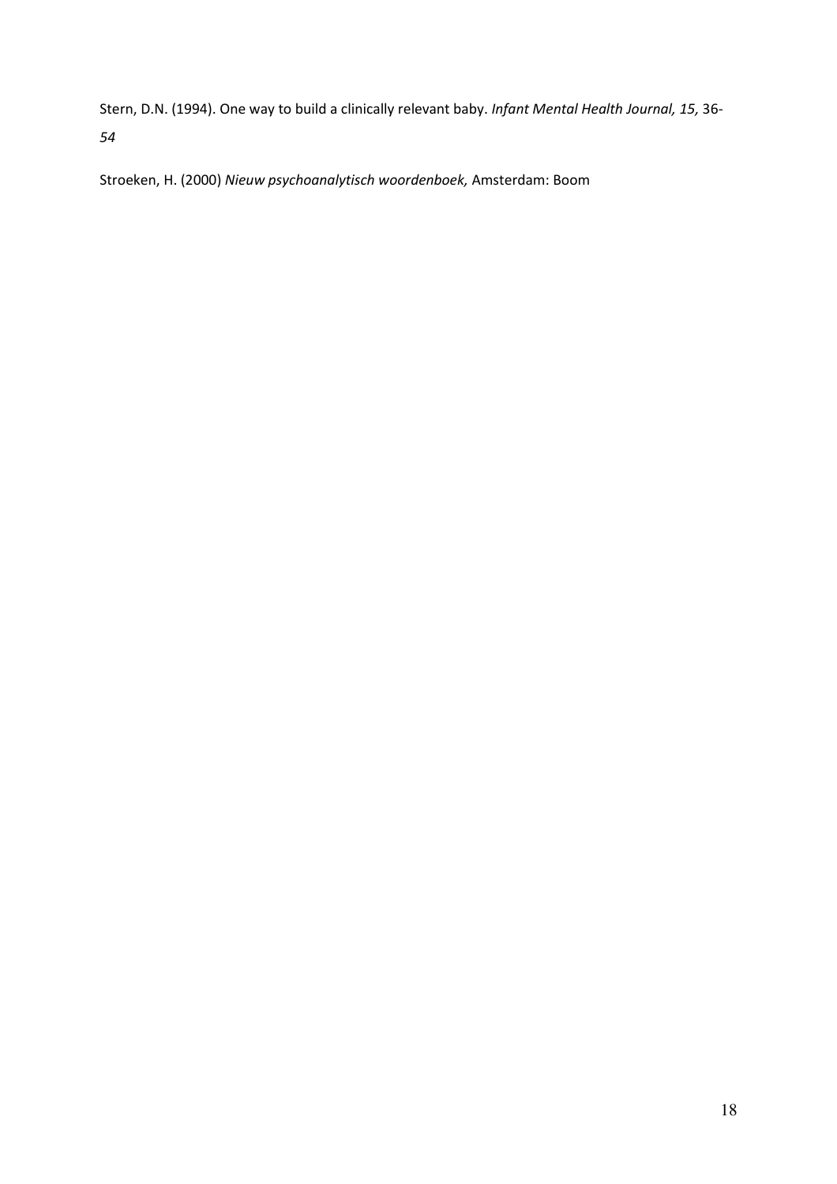Stern, D.N. (1994). One way to build a clinically relevant baby. *Infant Mental Health Journal, 15,* 36-*54*

Stroeken, H. (2000) *Nieuw psychoanalytisch woordenboek,* Amsterdam: Boom